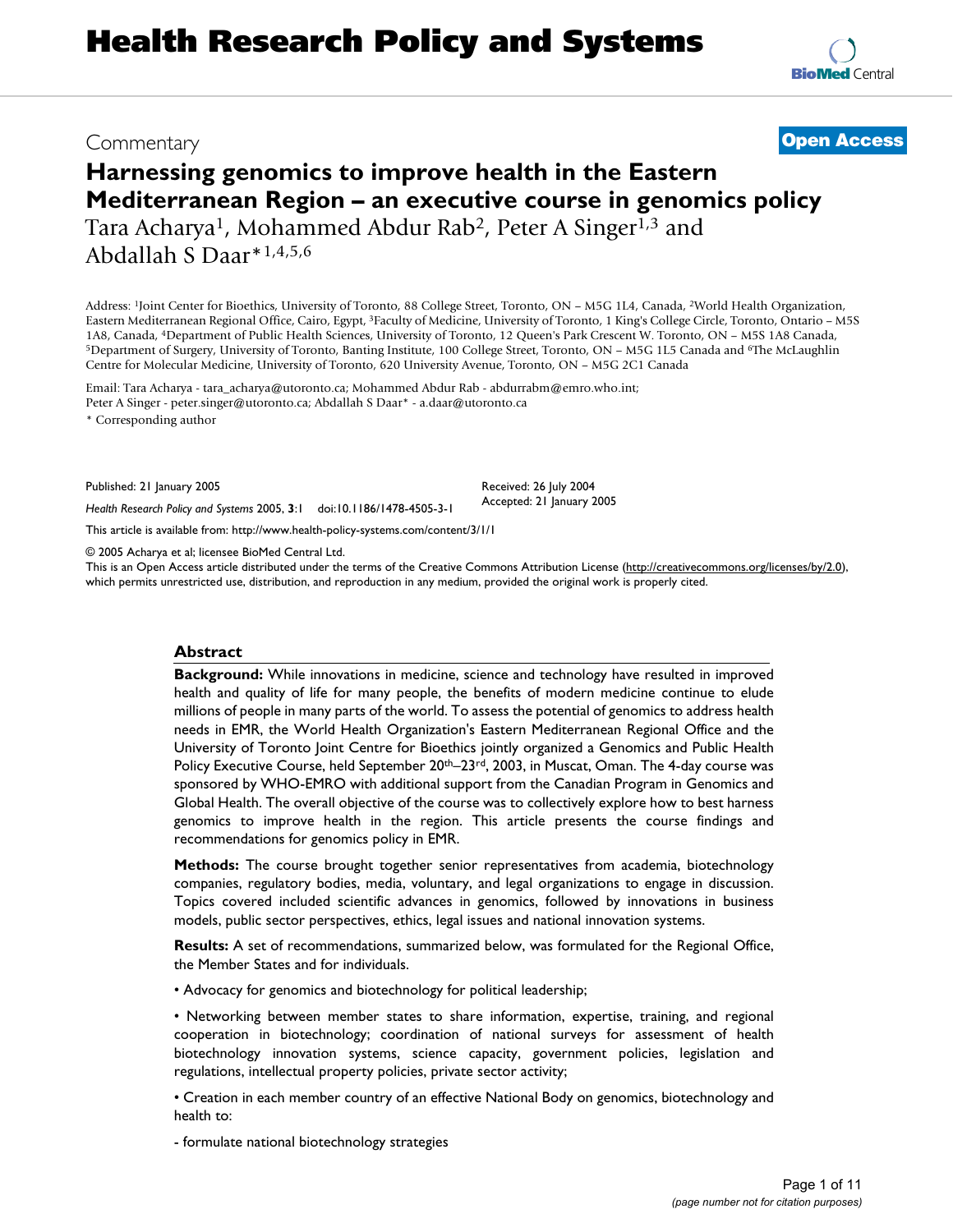# Health Research Policy and Systems

Commentary

**Open Access**

## Harnessing genomics to improve health in the Eastern Mediterranean Region – an executive course in genomics policy

Tara Acharya[1], Mohammed Abdur Rab[2], Peter A Singer[1,3] and Abdallah S Daar*[1,4,5,6]

Address: [1]Joint Center for Bioethics, University of Toronto, 88 College Street, Toronto, ON – M5G 1L4, Canada, [2]World Health Organization, Eastern Mediterranean Regional Office, Cairo, Egypt, [3]Faculty of Medicine, University of Toronto, 1 King's College Circle, Toronto, Ontario – M5S 1A8, Canada, [4]Department of Public Health Sciences, University of Toronto, 12 Queen's Park Crescent W. Toronto, ON – M5S 1A8 Canada, [5]Department of Surgery, University of Toronto, Banting Institute, 100 College Street, Toronto, ON – M5G 1L5 Canada and [6]The McLaughlin Centre for Molecular Medicine, University of Toronto, 620 University Avenue, Toronto, ON – M5G 2C1 Canada

Email: Tara Acharya - tara_acharya@utoronto.ca; Mohammed Abdur Rab - abdurrabm@emro.who.int; Peter A Singer - peter.singer@utoronto.ca; Abdallah S Daar* - a.daar@utoronto.ca

* Corresponding author

Published: 21 January 2005

*Health Research Policy and Systems* 2005, **3**:1 doi:10.1186/1478-4505-3-1

Received: 26 July 2004
Accepted: 21 January 2005

This article is available from: http://www.health-policy-systems.com/content/3/1/1

© 2005 Acharya et al; licensee BioMed Central Ltd.
This is an Open Access article distributed under the terms of the Creative Commons Attribution License (http://creativecommons.org/licenses/by/2.0), which permits unrestricted use, distribution, and reproduction in any medium, provided the original work is properly cited.

### Abstract

**Background:** While innovations in medicine, science and technology have resulted in improved health and quality of life for many people, the benefits of modern medicine continue to elude millions of people in many parts of the world. To assess the potential of genomics to address health needs in EMR, the World Health Organization's Eastern Mediterranean Regional Office and the University of Toronto Joint Centre for Bioethics jointly organized a Genomics and Public Health Policy Executive Course, held September 20th–23rd, 2003, in Muscat, Oman. The 4-day course was sponsored by WHO-EMRO with additional support from the Canadian Program in Genomics and Global Health. The overall objective of the course was to collectively explore how to best harness genomics to improve health in the region. This article presents the course findings and recommendations for genomics policy in EMR.

**Methods:** The course brought together senior representatives from academia, biotechnology companies, regulatory bodies, media, voluntary, and legal organizations to engage in discussion. Topics covered included scientific advances in genomics, followed by innovations in business models, public sector perspectives, ethics, legal issues and national innovation systems.

**Results:** A set of recommendations, summarized below, was formulated for the Regional Office, the Member States and for individuals.

• Advocacy for genomics and biotechnology for political leadership;

• Networking between member states to share information, expertise, training, and regional cooperation in biotechnology; coordination of national surveys for assessment of health biotechnology innovation systems, science capacity, government policies, legislation and regulations, intellectual property policies, private sector activity;

• Creation in each member country of an effective National Body on genomics, biotechnology and health to:

- formulate national biotechnology strategies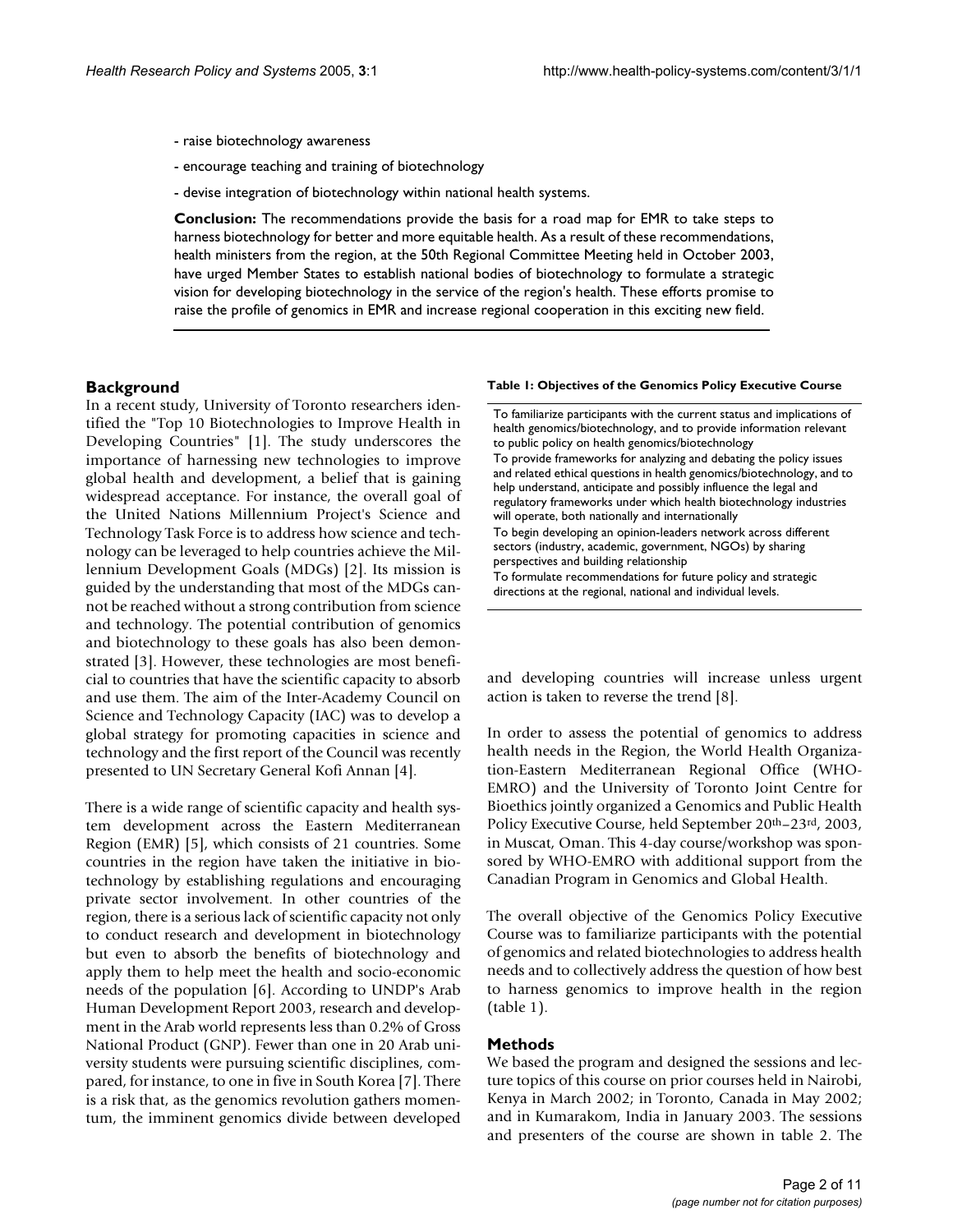- raise biotechnology awareness
- encourage teaching and training of biotechnology
- devise integration of biotechnology within national health systems.

**Conclusion:** The recommendations provide the basis for a road map for EMR to take steps to harness biotechnology for better and more equitable health. As a result of these recommendations, health ministers from the region, at the 50th Regional Committee Meeting held in October 2003, have urged Member States to establish national bodies of biotechnology to formulate a strategic vision for developing biotechnology in the service of the region's health. These efforts promise to raise the profile of genomics in EMR and increase regional cooperation in this exciting new field.

## Background

In a recent study, University of Toronto researchers identified the "Top 10 Biotechnologies to Improve Health in Developing Countries" [1]. The study underscores the importance of harnessing new technologies to improve global health and development, a belief that is gaining widespread acceptance. For instance, the overall goal of the United Nations Millennium Project's Science and Technology Task Force is to address how science and technology can be leveraged to help countries achieve the Millennium Development Goals (MDGs) [2]. Its mission is guided by the understanding that most of the MDGs cannot be reached without a strong contribution from science and technology. The potential contribution of genomics and biotechnology to these goals has also been demonstrated [3]. However, these technologies are most beneficial to countries that have the scientific capacity to absorb and use them. The aim of the Inter-Academy Council on Science and Technology Capacity (IAC) was to develop a global strategy for promoting capacities in science and technology and the first report of the Council was recently presented to UN Secretary General Kofi Annan [4].

There is a wide range of scientific capacity and health system development across the Eastern Mediterranean Region (EMR) [5], which consists of 21 countries. Some countries in the region have taken the initiative in biotechnology by establishing regulations and encouraging private sector involvement. In other countries of the region, there is a serious lack of scientific capacity not only to conduct research and development in biotechnology but even to absorb the benefits of biotechnology and apply them to help meet the health and socio-economic needs of the population [6]. According to UNDP's Arab Human Development Report 2003, research and development in the Arab world represents less than 0.2% of Gross National Product (GNP). Fewer than one in 20 Arab university students were pursuing scientific disciplines, compared, for instance, to one in five in South Korea [7]. There is a risk that, as the genomics revolution gathers momentum, the imminent genomics divide between developed and developing countries will increase unless urgent action is taken to reverse the trend [8].

**Table 1: Objectives of the Genomics Policy Executive Course**

| Objectives |
| --- |
| To familiarize participants with the current status and implications of health genomics/biotechnology, and to provide information relevant to public policy on health genomics/biotechnology |
| To provide frameworks for analyzing and debating the policy issues and related ethical questions in health genomics/biotechnology, and to help understand, anticipate and possibly influence the legal and regulatory frameworks under which health biotechnology industries will operate, both nationally and internationally |
| To begin developing an opinion-leaders network across different sectors (industry, academic, government, NGOs) by sharing perspectives and building relationship |
| To formulate recommendations for future policy and strategic directions at the regional, national and individual levels. |

In order to assess the potential of genomics to address health needs in the Region, the World Health Organization-Eastern Mediterranean Regional Office (WHO-EMRO) and the University of Toronto Joint Centre for Bioethics jointly organized a Genomics and Public Health Policy Executive Course, held September 20th–23rd, 2003, in Muscat, Oman. This 4-day course/workshop was sponsored by WHO-EMRO with additional support from the Canadian Program in Genomics and Global Health.

The overall objective of the Genomics Policy Executive Course was to familiarize participants with the potential of genomics and related biotechnologies to address health needs and to collectively address the question of how best to harness genomics to improve health in the region (table 1).

## Methods

We based the program and designed the sessions and lecture topics of this course on prior courses held in Nairobi, Kenya in March 2002; in Toronto, Canada in May 2002; and in Kumarakom, India in January 2003. The sessions and presenters of the course are shown in table 2. The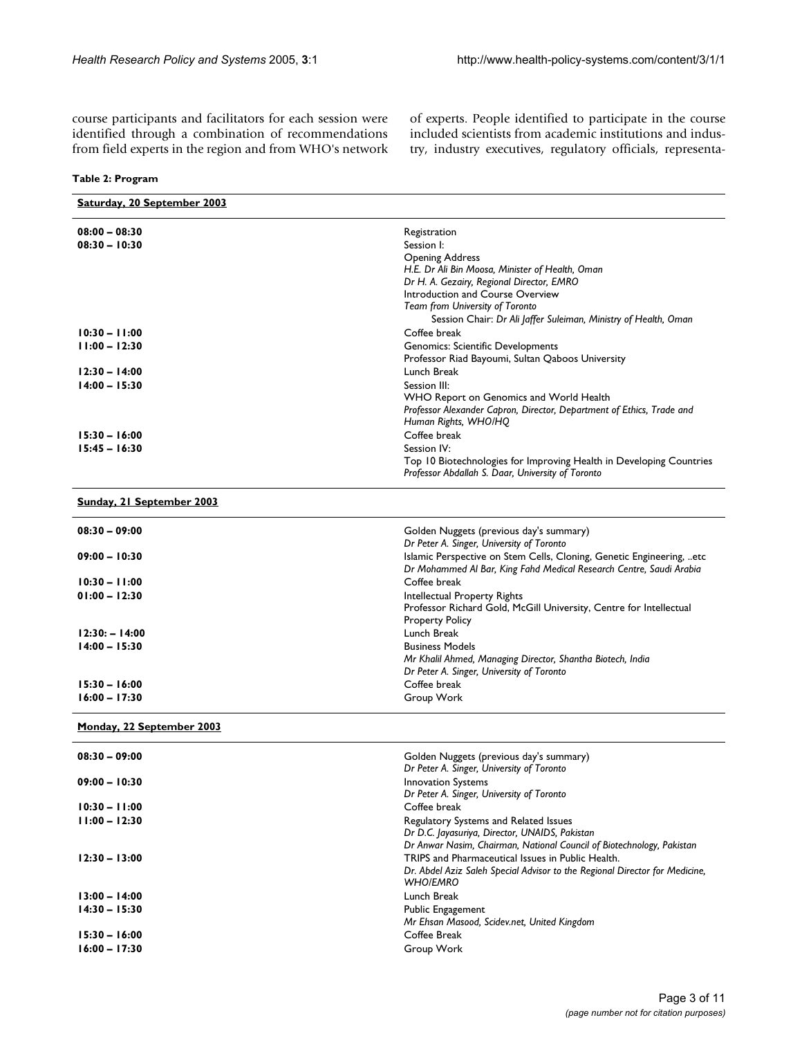course participants and facilitators for each session were identified through a combination of recommendations from field experts in the region and from WHO's network of experts. People identified to participate in the course included scientists from academic institutions and industry, industry executives, regulatory officials, representa-

**Table 2: Program**

| **Saturday, 20 September 2003** | |
|---|---|
| **08:00 – 08:30** | Registration |
| **08:30 – 10:30** | Session I:<br>Opening Address<br>*H.E. Dr Ali Bin Moosa, Minister of Health, Oman*<br>*Dr H. A. Gezairy, Regional Director, EMRO*<br>Introduction and Course Overview<br>*Team from University of Toronto*<br>Session Chair: *Dr Ali Jaffer Suleiman, Ministry of Health, Oman* |
| **10:30 – 11:00** | Coffee break |
| **11:00 – 12:30** | Genomics: Scientific Developments<br>Professor Riad Bayoumi, Sultan Qaboos University |
| **12:30 – 14:00** | Lunch Break |
| **14:00 – 15:30** | Session III:<br>WHO Report on Genomics and World Health<br>*Professor Alexander Capron, Director, Department of Ethics, Trade and Human Rights, WHO/HQ* |
| **15:30 – 16:00** | Coffee break |
| **15:45 – 16:30** | Session IV:<br>Top 10 Biotechnologies for Improving Health in Developing Countries<br>*Professor Abdallah S. Daar, University of Toronto* |
| **Sunday, 21 September 2003** | |
| **08:30 – 09:00** | Golden Nuggets (previous day's summary)<br>*Dr Peter A. Singer, University of Toronto* |
| **09:00 – 10:30** | Islamic Perspective on Stem Cells, Cloning, Genetic Engineering, ..etc<br>*Dr Mohammed Al Bar, King Fahd Medical Research Centre, Saudi Arabia* |
| **10:30 – 11:00** | Coffee break |
| **01:00 – 12:30** | Intellectual Property Rights<br>Professor Richard Gold, McGill University, Centre for Intellectual Property Policy |
| **12:30: – 14:00** | Lunch Break |
| **14:00 – 15:30** | Business Models<br>*Mr Khalil Ahmed, Managing Director, Shantha Biotech, India*<br>*Dr Peter A. Singer, University of Toronto* |
| **15:30 – 16:00** | Coffee break |
| **16:00 – 17:30** | Group Work |
| **Monday, 22 September 2003** | |
| **08:30 – 09:00** | Golden Nuggets (previous day's summary)<br>*Dr Peter A. Singer, University of Toronto* |
| **09:00 – 10:30** | Innovation Systems<br>*Dr Peter A. Singer, University of Toronto* |
| **10:30 – 11:00** | Coffee break |
| **11:00 – 12:30** | Regulatory Systems and Related Issues<br>*Dr D.C. Jayasuriya, Director, UNAIDS, Pakistan*<br>*Dr Anwar Nasim, Chairman, National Council of Biotechnology, Pakistan* |
| **12:30 – 13:00** | TRIPS and Pharmaceutical Issues in Public Health.<br>*Dr. Abdel Aziz Saleh Special Advisor to the Regional Director for Medicine, WHO/EMRO* |
| **13:00 – 14:00** | Lunch Break |
| **14:30 – 15:30** | Public Engagement<br>*Mr Ehsan Masood, Scidev.net, United Kingdom* |
| **15:30 – 16:00** | Coffee Break |
| **16:00 – 17:30** | Group Work |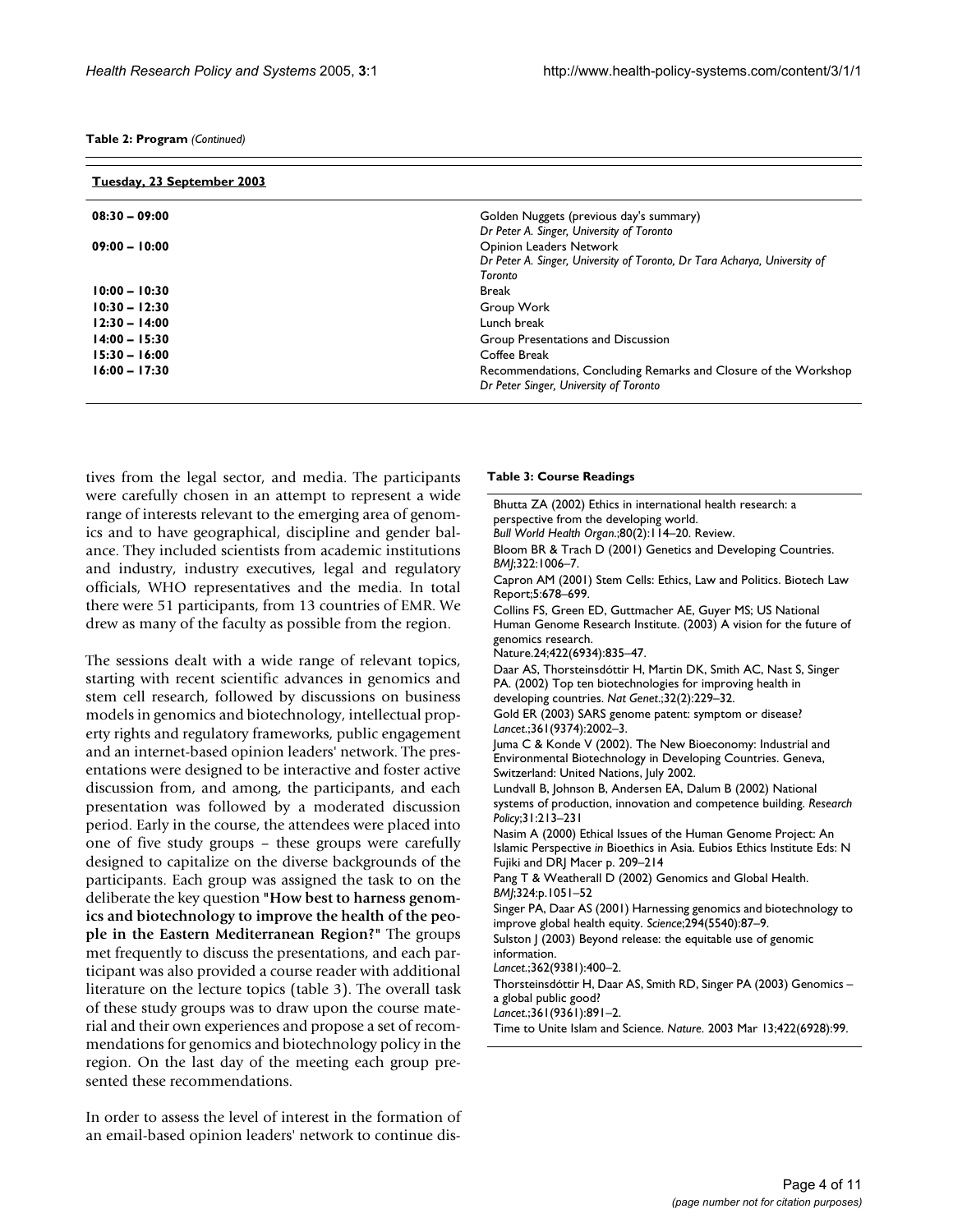**Table 2: Program** *(Continued)*

| **Tuesday, 23 September 2003** | |
|---|---|
| **08:30 – 09:00** | Golden Nuggets (previous day's summary)<br>*Dr Peter A. Singer, University of Toronto* |
| **09:00 – 10:00** | Opinion Leaders Network<br>*Dr Peter A. Singer, University of Toronto, Dr Tara Acharya, University of Toronto* |
| **10:00 – 10:30** | Break |
| **10:30 – 12:30** | Group Work |
| **12:30 – 14:00** | Lunch break |
| **14:00 – 15:30** | Group Presentations and Discussion |
| **15:30 – 16:00** | Coffee Break |
| **16:00 – 17:30** | Recommendations, Concluding Remarks and Closure of the Workshop<br>*Dr Peter Singer, University of Toronto* |

tives from the legal sector, and media. The participants were carefully chosen in an attempt to represent a wide range of interests relevant to the emerging area of genomics and to have geographical, discipline and gender balance. They included scientists from academic institutions and industry, industry executives, legal and regulatory officials, WHO representatives and the media. In total there were 51 participants, from 13 countries of EMR. We drew as many of the faculty as possible from the region.

The sessions dealt with a wide range of relevant topics, starting with recent scientific advances in genomics and stem cell research, followed by discussions on business models in genomics and biotechnology, intellectual property rights and regulatory frameworks, public engagement and an internet-based opinion leaders' network. The presentations were designed to be interactive and foster active discussion from, and among, the participants, and each presentation was followed by a moderated discussion period. Early in the course, the attendees were placed into one of five study groups – these groups were carefully designed to capitalize on the diverse backgrounds of the participants. Each group was assigned the task to on the deliberate the key question **"How best to harness genomics and biotechnology to improve the health of the people in the Eastern Mediterranean Region?"** The groups met frequently to discuss the presentations, and each participant was also provided a course reader with additional literature on the lecture topics (table 3). The overall task of these study groups was to draw upon the course material and their own experiences and propose a set of recommendations for genomics and biotechnology policy in the region. On the last day of the meeting each group presented these recommendations.

In order to assess the level of interest in the formation of an email-based opinion leaders' network to continue dis-

**Table 3: Course Readings**

| |
|---|
| Bhutta ZA (2002) Ethics in international health research: a perspective from the developing world. *Bull World Health Organ.*;80(2):114–20. Review. |
| Bloom BR & Trach D (2001) Genetics and Developing Countries. *BMJ*;322:1006–7. |
| Capron AM (2001) Stem Cells: Ethics, Law and Politics. Biotech Law Report;5:678–699. |
| Collins FS, Green ED, Guttmacher AE, Guyer MS; US National Human Genome Research Institute. (2003) A vision for the future of genomics research. Nature.24;422(6934):835–47. |
| Daar AS, Thorsteinsdóttir H, Martin DK, Smith AC, Nast S, Singer PA. (2002) Top ten biotechnologies for improving health in developing countries. *Nat Genet.*;32(2):229–32. |
| Gold ER (2003) SARS genome patent: symptom or disease? *Lancet.*;361(9374):2002–3. |
| Juma C & Konde V (2002). The New Bioeconomy: Industrial and Environmental Biotechnology in Developing Countries. Geneva, Switzerland: United Nations, July 2002. |
| Lundvall B, Johnson B, Andersen EA, Dalum B (2002) National systems of production, innovation and competence building. *Research Policy*;31:213–231 |
| Nasim A (2000) Ethical Issues of the Human Genome Project: An Islamic Perspective *in* Bioethics in Asia. Eubios Ethics Institute Eds: N Fujiki and DRJ Macer p. 209–214 |
| Pang T & Weatherall D (2002) Genomics and Global Health. *BMJ*;324:p.1051–52 |
| Singer PA, Daar AS (2001) Harnessing genomics and biotechnology to improve global health equity. *Science*;294(5540):87–9. |
| Sulston J (2003) Beyond release: the equitable use of genomic information. *Lancet.*;362(9381):400–2. |
| Thorsteinsdóttir H, Daar AS, Smith RD, Singer PA (2003) Genomics – a global public good? *Lancet.*;361(9361):891–2. |
| Time to Unite Islam and Science. *Nature.* 2003 Mar 13;422(6928):99. |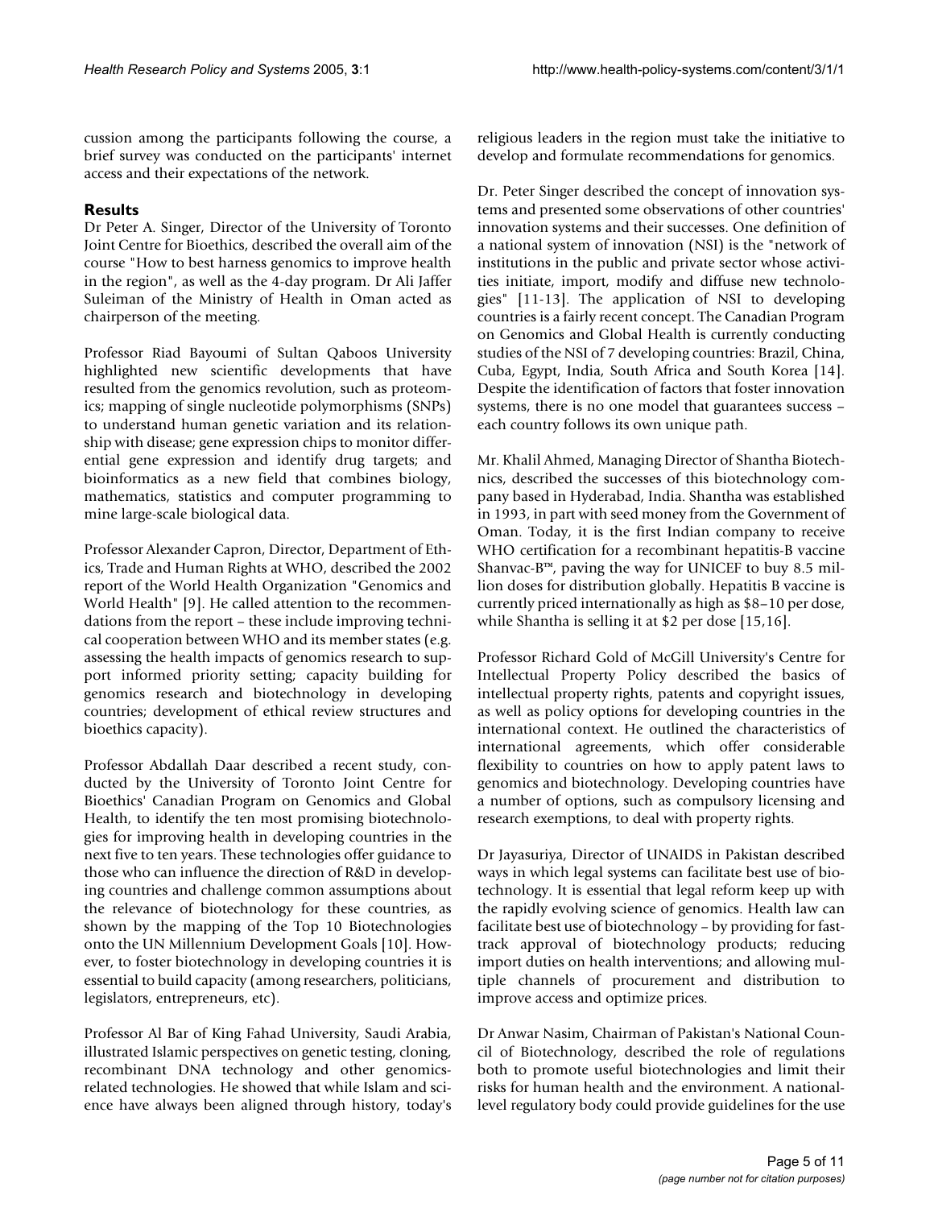cussion among the participants following the course, a brief survey was conducted on the participants' internet access and their expectations of the network.

## Results

Dr Peter A. Singer, Director of the University of Toronto Joint Centre for Bioethics, described the overall aim of the course "How to best harness genomics to improve health in the region", as well as the 4-day program. Dr Ali Jaffer Suleiman of the Ministry of Health in Oman acted as chairperson of the meeting.

Professor Riad Bayoumi of Sultan Qaboos University highlighted new scientific developments that have resulted from the genomics revolution, such as proteomics; mapping of single nucleotide polymorphisms (SNPs) to understand human genetic variation and its relationship with disease; gene expression chips to monitor differential gene expression and identify drug targets; and bioinformatics as a new field that combines biology, mathematics, statistics and computer programming to mine large-scale biological data.

Professor Alexander Capron, Director, Department of Ethics, Trade and Human Rights at WHO, described the 2002 report of the World Health Organization "Genomics and World Health" [9]. He called attention to the recommendations from the report – these include improving technical cooperation between WHO and its member states (e.g. assessing the health impacts of genomics research to support informed priority setting; capacity building for genomics research and biotechnology in developing countries; development of ethical review structures and bioethics capacity).

Professor Abdallah Daar described a recent study, conducted by the University of Toronto Joint Centre for Bioethics' Canadian Program on Genomics and Global Health, to identify the ten most promising biotechnologies for improving health in developing countries in the next five to ten years. These technologies offer guidance to those who can influence the direction of R&D in developing countries and challenge common assumptions about the relevance of biotechnology for these countries, as shown by the mapping of the Top 10 Biotechnologies onto the UN Millennium Development Goals [10]. However, to foster biotechnology in developing countries it is essential to build capacity (among researchers, politicians, legislators, entrepreneurs, etc).

Professor Al Bar of King Fahad University, Saudi Arabia, illustrated Islamic perspectives on genetic testing, cloning, recombinant DNA technology and other genomics-related technologies. He showed that while Islam and science have always been aligned through history, today's religious leaders in the region must take the initiative to develop and formulate recommendations for genomics.

Dr. Peter Singer described the concept of innovation systems and presented some observations of other countries' innovation systems and their successes. One definition of a national system of innovation (NSI) is the "network of institutions in the public and private sector whose activities initiate, import, modify and diffuse new technologies" [11-13]. The application of NSI to developing countries is a fairly recent concept. The Canadian Program on Genomics and Global Health is currently conducting studies of the NSI of 7 developing countries: Brazil, China, Cuba, Egypt, India, South Africa and South Korea [14]. Despite the identification of factors that foster innovation systems, there is no one model that guarantees success – each country follows its own unique path.

Mr. Khalil Ahmed, Managing Director of Shantha Biotechnics, described the successes of this biotechnology company based in Hyderabad, India. Shantha was established in 1993, in part with seed money from the Government of Oman. Today, it is the first Indian company to receive WHO certification for a recombinant hepatitis-B vaccine Shanvac-B™, paving the way for UNICEF to buy 8.5 million doses for distribution globally. Hepatitis B vaccine is currently priced internationally as high as $8–10 per dose, while Shantha is selling it at $2 per dose [15,16].

Professor Richard Gold of McGill University's Centre for Intellectual Property Policy described the basics of intellectual property rights, patents and copyright issues, as well as policy options for developing countries in the international context. He outlined the characteristics of international agreements, which offer considerable flexibility to countries on how to apply patent laws to genomics and biotechnology. Developing countries have a number of options, such as compulsory licensing and research exemptions, to deal with property rights.

Dr Jayasuriya, Director of UNAIDS in Pakistan described ways in which legal systems can facilitate best use of biotechnology. It is essential that legal reform keep up with the rapidly evolving science of genomics. Health law can facilitate best use of biotechnology – by providing for fast-track approval of biotechnology products; reducing import duties on health interventions; and allowing multiple channels of procurement and distribution to improve access and optimize prices.

Dr Anwar Nasim, Chairman of Pakistan's National Council of Biotechnology, described the role of regulations both to promote useful biotechnologies and limit their risks for human health and the environment. A national-level regulatory body could provide guidelines for the use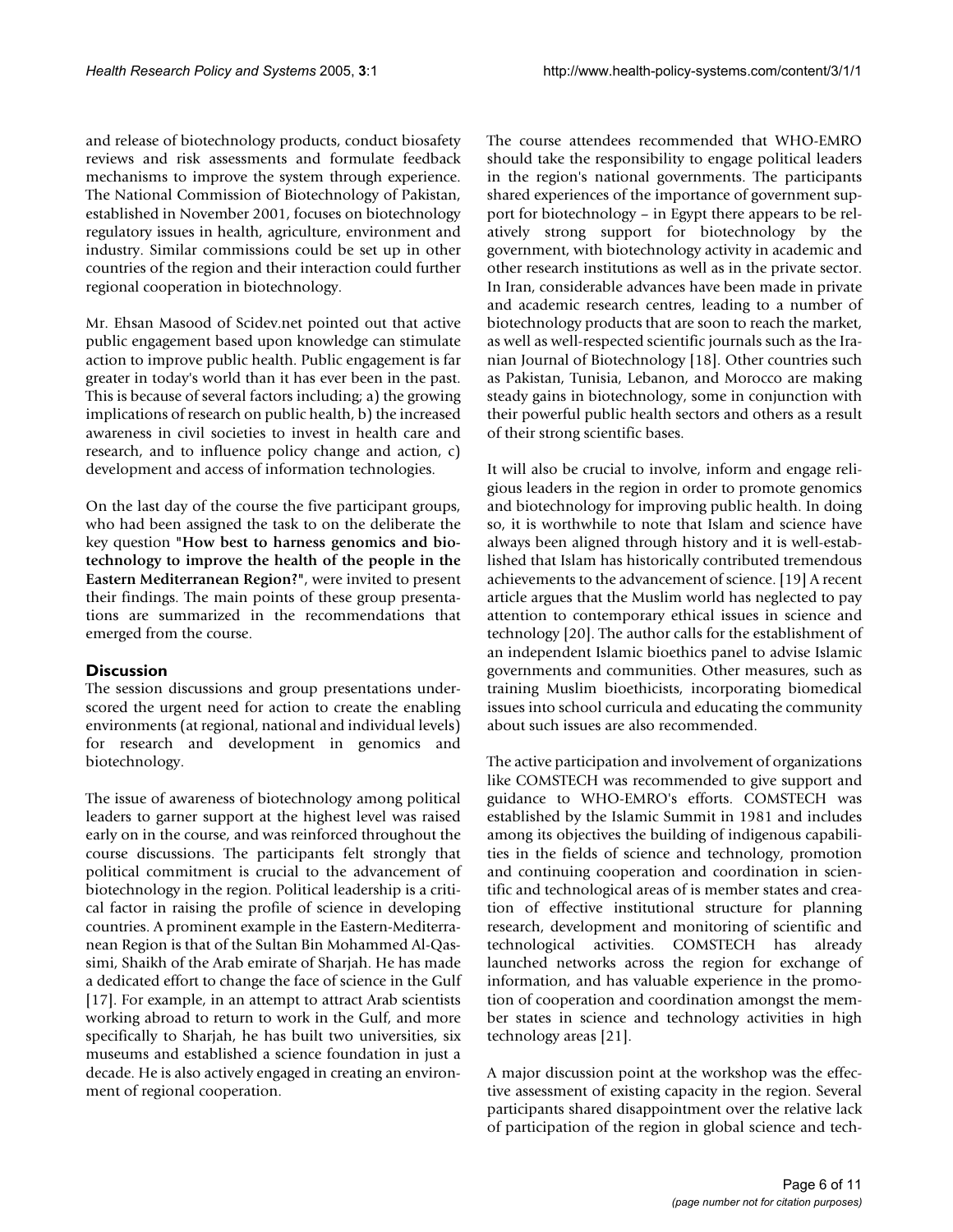and release of biotechnology products, conduct biosafety reviews and risk assessments and formulate feedback mechanisms to improve the system through experience. The National Commission of Biotechnology of Pakistan, established in November 2001, focuses on biotechnology regulatory issues in health, agriculture, environment and industry. Similar commissions could be set up in other countries of the region and their interaction could further regional cooperation in biotechnology.

Mr. Ehsan Masood of Scidev.net pointed out that active public engagement based upon knowledge can stimulate action to improve public health. Public engagement is far greater in today's world than it has ever been in the past. This is because of several factors including; a) the growing implications of research on public health, b) the increased awareness in civil societies to invest in health care and research, and to influence policy change and action, c) development and access of information technologies.

On the last day of the course the five participant groups, who had been assigned the task to on the deliberate the key question **"How best to harness genomics and biotechnology to improve the health of the people in the Eastern Mediterranean Region?"**, were invited to present their findings. The main points of these group presentations are summarized in the recommendations that emerged from the course.

## Discussion

The session discussions and group presentations underscored the urgent need for action to create the enabling environments (at regional, national and individual levels) for research and development in genomics and biotechnology.

The issue of awareness of biotechnology among political leaders to garner support at the highest level was raised early on in the course, and was reinforced throughout the course discussions. The participants felt strongly that political commitment is crucial to the advancement of biotechnology in the region. Political leadership is a critical factor in raising the profile of science in developing countries. A prominent example in the Eastern-Mediterranean Region is that of the Sultan Bin Mohammed Al-Qassimi, Shaikh of the Arab emirate of Sharjah. He has made a dedicated effort to change the face of science in the Gulf [17]. For example, in an attempt to attract Arab scientists working abroad to return to work in the Gulf, and more specifically to Sharjah, he has built two universities, six museums and established a science foundation in just a decade. He is also actively engaged in creating an environment of regional cooperation.

The course attendees recommended that WHO-EMRO should take the responsibility to engage political leaders in the region's national governments. The participants shared experiences of the importance of government support for biotechnology – in Egypt there appears to be relatively strong support for biotechnology by the government, with biotechnology activity in academic and other research institutions as well as in the private sector. In Iran, considerable advances have been made in private and academic research centres, leading to a number of biotechnology products that are soon to reach the market, as well as well-respected scientific journals such as the Iranian Journal of Biotechnology [18]. Other countries such as Pakistan, Tunisia, Lebanon, and Morocco are making steady gains in biotechnology, some in conjunction with their powerful public health sectors and others as a result of their strong scientific bases.

It will also be crucial to involve, inform and engage religious leaders in the region in order to promote genomics and biotechnology for improving public health. In doing so, it is worthwhile to note that Islam and science have always been aligned through history and it is well-established that Islam has historically contributed tremendous achievements to the advancement of science. [19] A recent article argues that the Muslim world has neglected to pay attention to contemporary ethical issues in science and technology [20]. The author calls for the establishment of an independent Islamic bioethics panel to advise Islamic governments and communities. Other measures, such as training Muslim bioethicists, incorporating biomedical issues into school curricula and educating the community about such issues are also recommended.

The active participation and involvement of organizations like COMSTECH was recommended to give support and guidance to WHO-EMRO's efforts. COMSTECH was established by the Islamic Summit in 1981 and includes among its objectives the building of indigenous capabilities in the fields of science and technology, promotion and continuing cooperation and coordination in scientific and technological areas of is member states and creation of effective institutional structure for planning research, development and monitoring of scientific and technological activities. COMSTECH has already launched networks across the region for exchange of information, and has valuable experience in the promotion of cooperation and coordination amongst the member states in science and technology activities in high technology areas [21].

A major discussion point at the workshop was the effective assessment of existing capacity in the region. Several participants shared disappointment over the relative lack of participation of the region in global science and tech-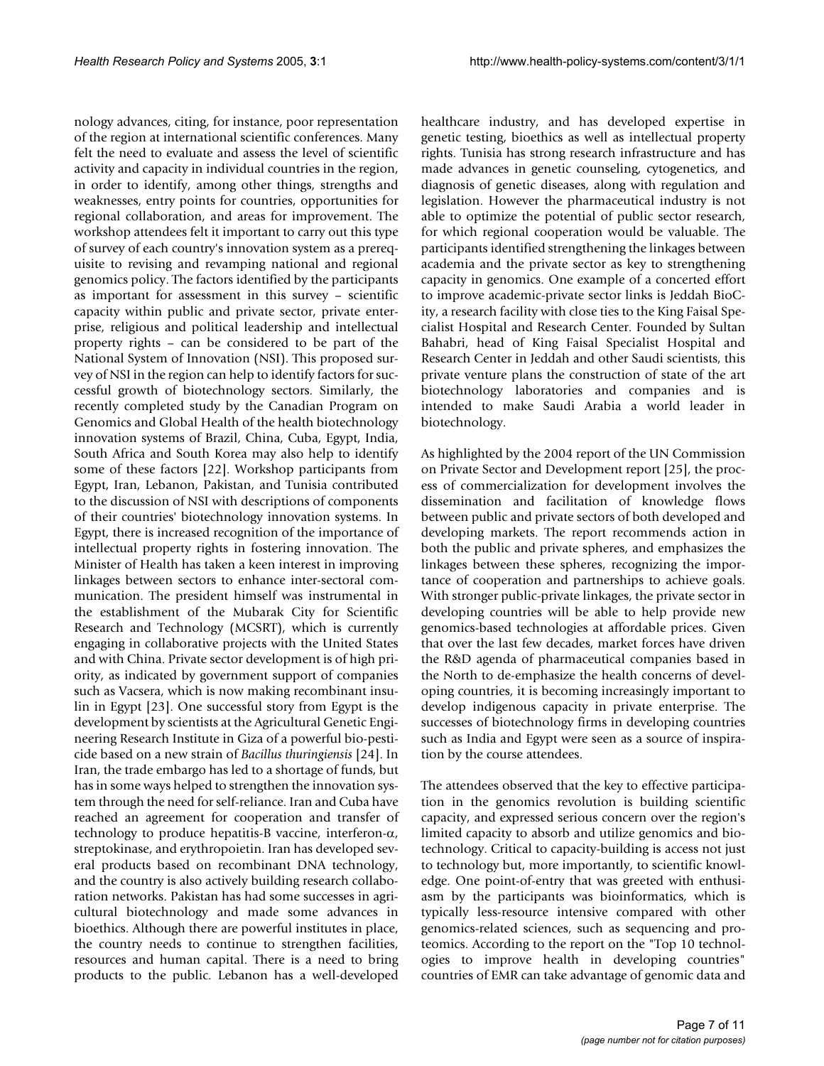nology advances, citing, for instance, poor representation of the region at international scientific conferences. Many felt the need to evaluate and assess the level of scientific activity and capacity in individual countries in the region, in order to identify, among other things, strengths and weaknesses, entry points for countries, opportunities for regional collaboration, and areas for improvement. The workshop attendees felt it important to carry out this type of survey of each country's innovation system as a prerequisite to revising and revamping national and regional genomics policy. The factors identified by the participants as important for assessment in this survey – scientific capacity within public and private sector, private enterprise, religious and political leadership and intellectual property rights – can be considered to be part of the National System of Innovation (NSI). This proposed survey of NSI in the region can help to identify factors for successful growth of biotechnology sectors. Similarly, the recently completed study by the Canadian Program on Genomics and Global Health of the health biotechnology innovation systems of Brazil, China, Cuba, Egypt, India, South Africa and South Korea may also help to identify some of these factors [22]. Workshop participants from Egypt, Iran, Lebanon, Pakistan, and Tunisia contributed to the discussion of NSI with descriptions of components of their countries' biotechnology innovation systems. In Egypt, there is increased recognition of the importance of intellectual property rights in fostering innovation. The Minister of Health has taken a keen interest in improving linkages between sectors to enhance inter-sectoral communication. The president himself was instrumental in the establishment of the Mubarak City for Scientific Research and Technology (MCSRT), which is currently engaging in collaborative projects with the United States and with China. Private sector development is of high priority, as indicated by government support of companies such as Vacsera, which is now making recombinant insulin in Egypt [23]. One successful story from Egypt is the development by scientists at the Agricultural Genetic Engineering Research Institute in Giza of a powerful bio-pesticide based on a new strain of *Bacillus thuringiensis* [24]. In Iran, the trade embargo has led to a shortage of funds, but has in some ways helped to strengthen the innovation system through the need for self-reliance. Iran and Cuba have reached an agreement for cooperation and transfer of technology to produce hepatitis-B vaccine, interferon-$\alpha$, streptokinase, and erythropoietin. Iran has developed several products based on recombinant DNA technology, and the country is also actively building research collaboration networks. Pakistan has had some successes in agricultural biotechnology and made some advances in bioethics. Although there are powerful institutes in place, the country needs to continue to strengthen facilities, resources and human capital. There is a need to bring products to the public. Lebanon has a well-developed healthcare industry, and has developed expertise in genetic testing, bioethics as well as intellectual property rights. Tunisia has strong research infrastructure and has made advances in genetic counseling, cytogenetics, and diagnosis of genetic diseases, along with regulation and legislation. However the pharmaceutical industry is not able to optimize the potential of public sector research, for which regional cooperation would be valuable. The participants identified strengthening the linkages between academia and the private sector as key to strengthening capacity in genomics. One example of a concerted effort to improve academic-private sector links is Jeddah BioCity, a research facility with close ties to the King Faisal Specialist Hospital and Research Center. Founded by Sultan Bahabri, head of King Faisal Specialist Hospital and Research Center in Jeddah and other Saudi scientists, this private venture plans the construction of state of the art biotechnology laboratories and companies and is intended to make Saudi Arabia a world leader in biotechnology.

As highlighted by the 2004 report of the UN Commission on Private Sector and Development report [25], the process of commercialization for development involves the dissemination and facilitation of knowledge flows between public and private sectors of both developed and developing markets. The report recommends action in both the public and private spheres, and emphasizes the linkages between these spheres, recognizing the importance of cooperation and partnerships to achieve goals. With stronger public-private linkages, the private sector in developing countries will be able to help provide new genomics-based technologies at affordable prices. Given that over the last few decades, market forces have driven the R&D agenda of pharmaceutical companies based in the North to de-emphasize the health concerns of developing countries, it is becoming increasingly important to develop indigenous capacity in private enterprise. The successes of biotechnology firms in developing countries such as India and Egypt were seen as a source of inspiration by the course attendees.

The attendees observed that the key to effective participation in the genomics revolution is building scientific capacity, and expressed serious concern over the region's limited capacity to absorb and utilize genomics and biotechnology. Critical to capacity-building is access not just to technology but, more importantly, to scientific knowledge. One point-of-entry that was greeted with enthusiasm by the participants was bioinformatics, which is typically less-resource intensive compared with other genomics-related sciences, such as sequencing and proteomics. According to the report on the "Top 10 technologies to improve health in developing countries" countries of EMR can take advantage of genomic data and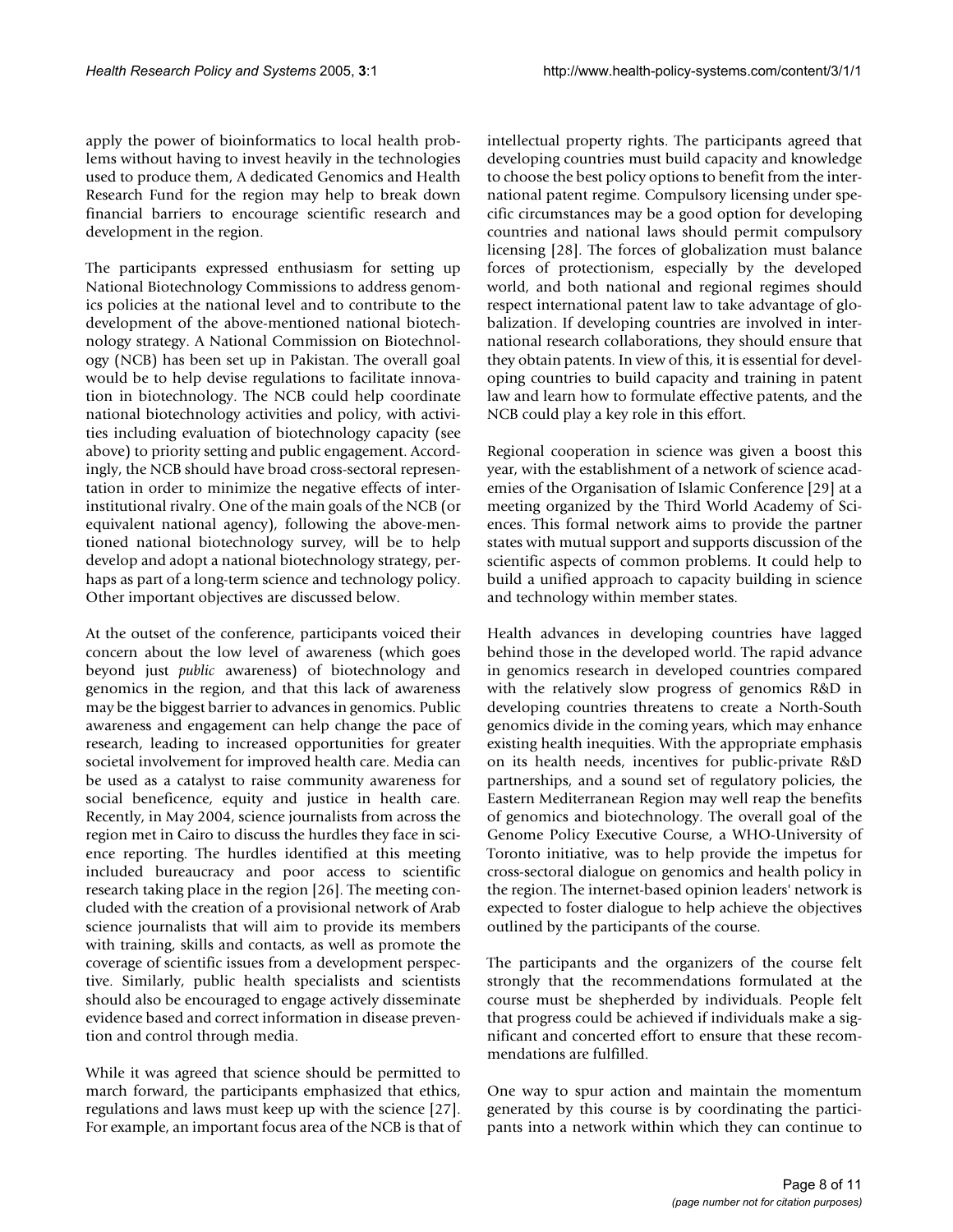apply the power of bioinformatics to local health problems without having to invest heavily in the technologies used to produce them, A dedicated Genomics and Health Research Fund for the region may help to break down financial barriers to encourage scientific research and development in the region.

The participants expressed enthusiasm for setting up National Biotechnology Commissions to address genomics policies at the national level and to contribute to the development of the above-mentioned national biotechnology strategy. A National Commission on Biotechnology (NCB) has been set up in Pakistan. The overall goal would be to help devise regulations to facilitate innovation in biotechnology. The NCB could help coordinate national biotechnology activities and policy, with activities including evaluation of biotechnology capacity (see above) to priority setting and public engagement. Accordingly, the NCB should have broad cross-sectoral representation in order to minimize the negative effects of interinstitutional rivalry. One of the main goals of the NCB (or equivalent national agency), following the above-mentioned national biotechnology survey, will be to help develop and adopt a national biotechnology strategy, perhaps as part of a long-term science and technology policy. Other important objectives are discussed below.

At the outset of the conference, participants voiced their concern about the low level of awareness (which goes beyond just *public* awareness) of biotechnology and genomics in the region, and that this lack of awareness may be the biggest barrier to advances in genomics. Public awareness and engagement can help change the pace of research, leading to increased opportunities for greater societal involvement for improved health care. Media can be used as a catalyst to raise community awareness for social beneficence, equity and justice in health care. Recently, in May 2004, science journalists from across the region met in Cairo to discuss the hurdles they face in science reporting. The hurdles identified at this meeting included bureaucracy and poor access to scientific research taking place in the region [26]. The meeting concluded with the creation of a provisional network of Arab science journalists that will aim to provide its members with training, skills and contacts, as well as promote the coverage of scientific issues from a development perspective. Similarly, public health specialists and scientists should also be encouraged to engage actively disseminate evidence based and correct information in disease prevention and control through media.

While it was agreed that science should be permitted to march forward, the participants emphasized that ethics, regulations and laws must keep up with the science [27]. For example, an important focus area of the NCB is that of intellectual property rights. The participants agreed that developing countries must build capacity and knowledge to choose the best policy options to benefit from the international patent regime. Compulsory licensing under specific circumstances may be a good option for developing countries and national laws should permit compulsory licensing [28]. The forces of globalization must balance forces of protectionism, especially by the developed world, and both national and regional regimes should respect international patent law to take advantage of globalization. If developing countries are involved in international research collaborations, they should ensure that they obtain patents. In view of this, it is essential for developing countries to build capacity and training in patent law and learn how to formulate effective patents, and the NCB could play a key role in this effort.

Regional cooperation in science was given a boost this year, with the establishment of a network of science academies of the Organisation of Islamic Conference [29] at a meeting organized by the Third World Academy of Sciences. This formal network aims to provide the partner states with mutual support and supports discussion of the scientific aspects of common problems. It could help to build a unified approach to capacity building in science and technology within member states.

Health advances in developing countries have lagged behind those in the developed world. The rapid advance in genomics research in developed countries compared with the relatively slow progress of genomics R&D in developing countries threatens to create a North-South genomics divide in the coming years, which may enhance existing health inequities. With the appropriate emphasis on its health needs, incentives for public-private R&D partnerships, and a sound set of regulatory policies, the Eastern Mediterranean Region may well reap the benefits of genomics and biotechnology. The overall goal of the Genome Policy Executive Course, a WHO-University of Toronto initiative, was to help provide the impetus for cross-sectoral dialogue on genomics and health policy in the region. The internet-based opinion leaders' network is expected to foster dialogue to help achieve the objectives outlined by the participants of the course.

The participants and the organizers of the course felt strongly that the recommendations formulated at the course must be shepherded by individuals. People felt that progress could be achieved if individuals make a significant and concerted effort to ensure that these recommendations are fulfilled.

One way to spur action and maintain the momentum generated by this course is by coordinating the participants into a network within which they can continue to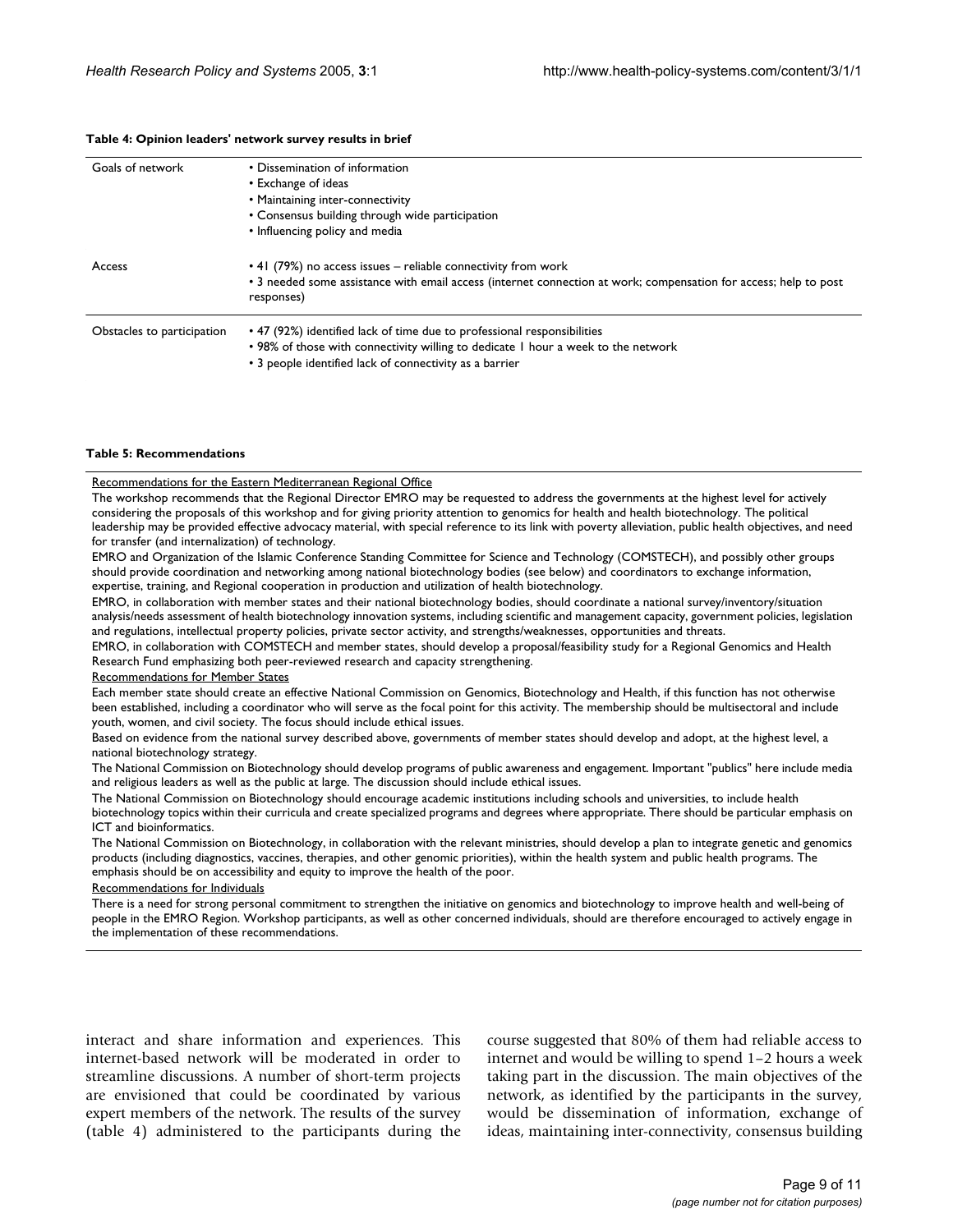**Table 4: Opinion leaders' network survey results in brief**

| | |
|---|---|
| Goals of network | • Dissemination of information<br>• Exchange of ideas<br>• Maintaining inter-connectivity<br>• Consensus building through wide participation<br>• Influencing policy and media |
| Access | • 41 (79%) no access issues – reliable connectivity from work<br>• 3 needed some assistance with email access (internet connection at work; compensation for access; help to post responses) |
| Obstacles to participation | • 47 (92%) identified lack of time due to professional responsibilities<br>• 98% of those with connectivity willing to dedicate 1 hour a week to the network<br>• 3 people identified lack of connectivity as a barrier |

**Table 5: Recommendations**

<u>Recommendations for the Eastern Mediterranean Regional Office</u>

The workshop recommends that the Regional Director EMRO may be requested to address the governments at the highest level for actively considering the proposals of this workshop and for giving priority attention to genomics for health and health biotechnology. The political leadership may be provided effective advocacy material, with special reference to its link with poverty alleviation, public health objectives, and need for transfer (and internalization) of technology.

EMRO and Organization of the Islamic Conference Standing Committee for Science and Technology (COMSTECH), and possibly other groups should provide coordination and networking among national biotechnology bodies (see below) and coordinators to exchange information, expertise, training, and Regional cooperation in production and utilization of health biotechnology.

EMRO, in collaboration with member states and their national biotechnology bodies, should coordinate a national survey/inventory/situation analysis/needs assessment of health biotechnology innovation systems, including scientific and management capacity, government policies, legislation and regulations, intellectual property policies, private sector activity, and strengths/weaknesses, opportunities and threats.

EMRO, in collaboration with COMSTECH and member states, should develop a proposal/feasibility study for a Regional Genomics and Health Research Fund emphasizing both peer-reviewed research and capacity strengthening.

<u>Recommendations for Member States</u>

Each member state should create an effective National Commission on Genomics, Biotechnology and Health, if this function has not otherwise been established, including a coordinator who will serve as the focal point for this activity. The membership should be multisectoral and include youth, women, and civil society. The focus should include ethical issues.

Based on evidence from the national survey described above, governments of member states should develop and adopt, at the highest level, a national biotechnology strategy.

The National Commission on Biotechnology should develop programs of public awareness and engagement. Important "publics" here include media and religious leaders as well as the public at large. The discussion should include ethical issues.

The National Commission on Biotechnology should encourage academic institutions including schools and universities, to include health biotechnology topics within their curricula and create specialized programs and degrees where appropriate. There should be particular emphasis on ICT and bioinformatics.

The National Commission on Biotechnology, in collaboration with the relevant ministries, should develop a plan to integrate genetic and genomics products (including diagnostics, vaccines, therapies, and other genomic priorities), within the health system and public health programs. The emphasis should be on accessibility and equity to improve the health of the poor.

<u>Recommendations for Individuals</u>

There is a need for strong personal commitment to strengthen the initiative on genomics and biotechnology to improve health and well-being of people in the EMRO Region. Workshop participants, as well as other concerned individuals, should are therefore encouraged to actively engage in the implementation of these recommendations.

interact and share information and experiences. This internet-based network will be moderated in order to streamline discussions. A number of short-term projects are envisioned that could be coordinated by various expert members of the network. The results of the survey (table 4) administered to the participants during the course suggested that 80% of them had reliable access to internet and would be willing to spend 1–2 hours a week taking part in the discussion. The main objectives of the network, as identified by the participants in the survey, would be dissemination of information, exchange of ideas, maintaining inter-connectivity, consensus building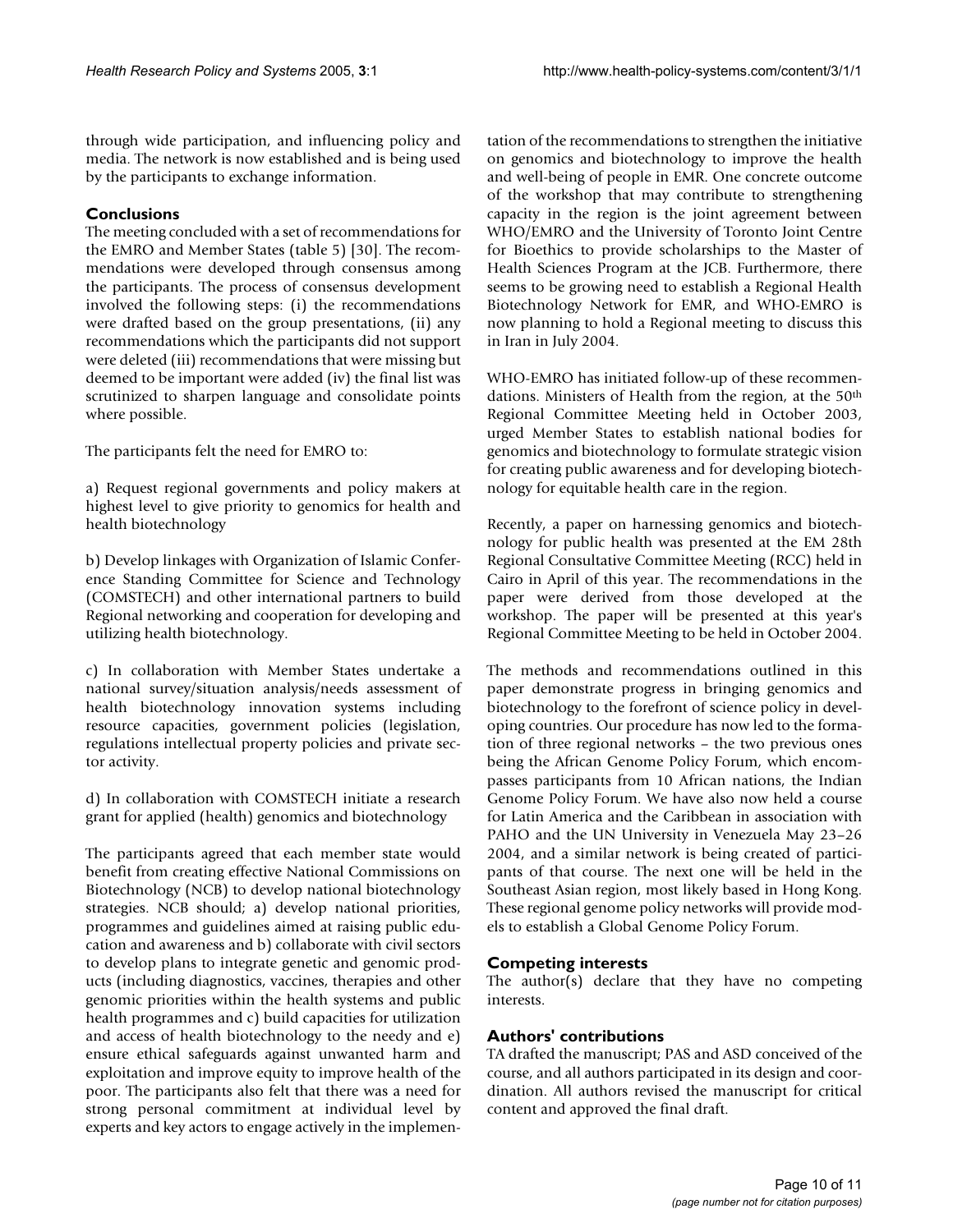through wide participation, and influencing policy and media. The network is now established and is being used by the participants to exchange information.

## Conclusions

The meeting concluded with a set of recommendations for the EMRO and Member States (table 5) [30]. The recommendations were developed through consensus among the participants. The process of consensus development involved the following steps: (i) the recommendations were drafted based on the group presentations, (ii) any recommendations which the participants did not support were deleted (iii) recommendations that were missing but deemed to be important were added (iv) the final list was scrutinized to sharpen language and consolidate points where possible.

The participants felt the need for EMRO to:

a) Request regional governments and policy makers at highest level to give priority to genomics for health and health biotechnology

b) Develop linkages with Organization of Islamic Conference Standing Committee for Science and Technology (COMSTECH) and other international partners to build Regional networking and cooperation for developing and utilizing health biotechnology.

c) In collaboration with Member States undertake a national survey/situation analysis/needs assessment of health biotechnology innovation systems including resource capacities, government policies (legislation, regulations intellectual property policies and private sector activity.

d) In collaboration with COMSTECH initiate a research grant for applied (health) genomics and biotechnology

The participants agreed that each member state would benefit from creating effective National Commissions on Biotechnology (NCB) to develop national biotechnology strategies. NCB should; a) develop national priorities, programmes and guidelines aimed at raising public education and awareness and b) collaborate with civil sectors to develop plans to integrate genetic and genomic products (including diagnostics, vaccines, therapies and other genomic priorities within the health systems and public health programmes and c) build capacities for utilization and access of health biotechnology to the needy and e) ensure ethical safeguards against unwanted harm and exploitation and improve equity to improve health of the poor. The participants also felt that there was a need for strong personal commitment at individual level by experts and key actors to engage actively in the implementation of the recommendations to strengthen the initiative on genomics and biotechnology to improve the health and well-being of people in EMR. One concrete outcome of the workshop that may contribute to strengthening capacity in the region is the joint agreement between WHO/EMRO and the University of Toronto Joint Centre for Bioethics to provide scholarships to the Master of Health Sciences Program at the JCB. Furthermore, there seems to be growing need to establish a Regional Health Biotechnology Network for EMR, and WHO-EMRO is now planning to hold a Regional meeting to discuss this in Iran in July 2004.

WHO-EMRO has initiated follow-up of these recommendations. Ministers of Health from the region, at the 50th Regional Committee Meeting held in October 2003, urged Member States to establish national bodies for genomics and biotechnology to formulate strategic vision for creating public awareness and for developing biotechnology for equitable health care in the region.

Recently, a paper on harnessing genomics and biotechnology for public health was presented at the EM 28th Regional Consultative Committee Meeting (RCC) held in Cairo in April of this year. The recommendations in the paper were derived from those developed at the workshop. The paper will be presented at this year's Regional Committee Meeting to be held in October 2004.

The methods and recommendations outlined in this paper demonstrate progress in bringing genomics and biotechnology to the forefront of science policy in developing countries. Our procedure has now led to the formation of three regional networks – the two previous ones being the African Genome Policy Forum, which encompasses participants from 10 African nations, the Indian Genome Policy Forum. We have also now held a course for Latin America and the Caribbean in association with PAHO and the UN University in Venezuela May 23–26 2004, and a similar network is being created of participants of that course. The next one will be held in the Southeast Asian region, most likely based in Hong Kong. These regional genome policy networks will provide models to establish a Global Genome Policy Forum.

## Competing interests

The author(s) declare that they have no competing interests.

## Authors' contributions

TA drafted the manuscript; PAS and ASD conceived of the course, and all authors participated in its design and coordination. All authors revised the manuscript for critical content and approved the final draft.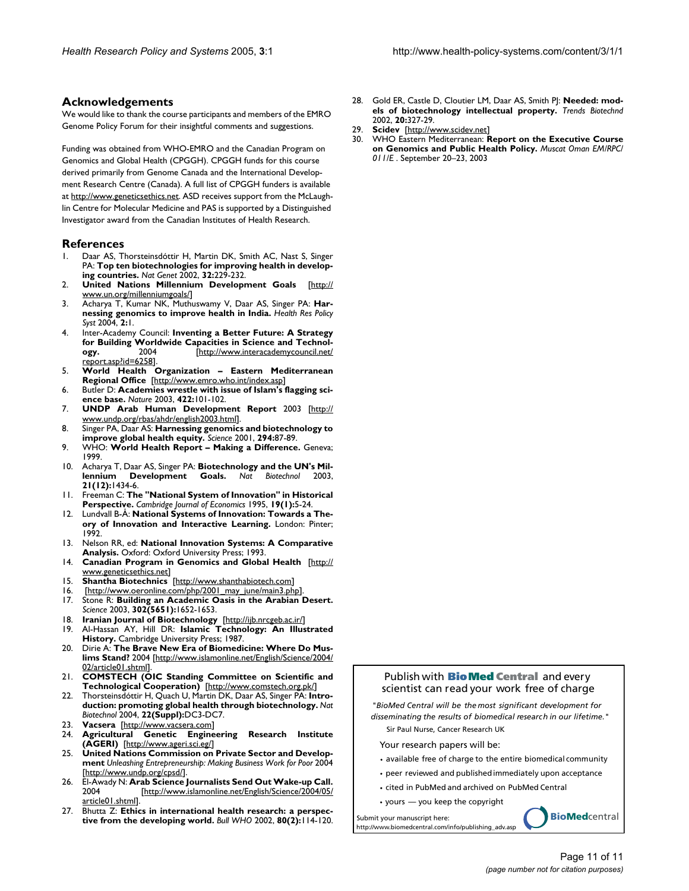## Acknowledgements

We would like to thank the course participants and members of the EMRO Genome Policy Forum for their insightful comments and suggestions.

Funding was obtained from WHO-EMRO and the Canadian Program on Genomics and Global Health (CPGGH). CPGGH funds for this course derived primarily from Genome Canada and the International Development Research Centre (Canada). A full list of CPGGH funders is available at http://www.geneticsethics.net. ASD receives support from the McLaughlin Centre for Molecular Medicine and PAS is supported by a Distinguished Investigator award from the Canadian Institutes of Health Research.

## References

1. Daar AS, Thorsteinsdóttir H, Martin DK, Smith AC, Nast S, Singer PA: **Top ten biotechnologies for improving health in developing countries.** *Nat Genet* 2002, **32:**229-232.
2. **United Nations Millennium Development Goals** [http://www.un.org/millenniumgoals/]
3. Acharya T, Kumar NK, Muthuswamy V, Daar AS, Singer PA: **Harnessing genomics to improve health in India.** *Health Res Policy Syst* 2004, **2:**1.
4. Inter-Academy Council: **Inventing a Better Future: A Strategy for Building Worldwide Capacities in Science and Technology.** 2004 [http://www.interacademycouncil.net/report.asp?id=6258].
5. **World Health Organization – Eastern Mediterranean Regional Office** [http://www.emro.who.int/index.asp]
6. Butler D: **Academies wrestle with issue of Islam's flagging science base.** *Nature* 2003, **422:**101-102.
7. **UNDP Arab Human Development Report** 2003 [http://www.undp.org/rbas/ahdr/english2003.html].
8. Singer PA, Daar AS: **Harnessing genomics and biotechnology to improve global health equity.** *Science* 2001, **294:**87-89.
9. WHO: **World Health Report – Making a Difference.** Geneva; 1999.
10. Acharya T, Daar AS, Singer PA: **Biotechnology and the UN's Millennium Development Goals.** *Nat Biotechnol* 2003, **21(12):**1434-6.
11. Freeman C: **The "National System of Innovation" in Historical Perspective.** *Cambridge Journal of Economics* 1995, **19(1):**5-24.
12. Lundvall B-Å: **National Systems of Innovation: Towards a Theory of Innovation and Interactive Learning.** London: Pinter; 1992.
13. Nelson RR, ed: **National Innovation Systems: A Comparative Analysis.** Oxford: Oxford University Press; 1993.
14. **Canadian Program in Genomics and Global Health** [http://www.geneticsethics.net]
15. **Shantha Biotechnics** [http://www.shanthabiotech.com]
16. [http://www.oeronline.com/php/2001_may_june/main3.php].
17. Stone R: **Building an Academic Oasis in the Arabian Desert.** *Science* 2003, **302(5651):**1652-1653.
18. **Iranian Journal of Biotechnology** [http://ijb.nrcgeb.ac.ir/]
19. Al-Hassan AY, Hill DR: **Islamic Technology: An Illustrated History.** Cambridge University Press; 1987.
20. Dirie A: **The Brave New Era of Biomedicine: Where Do Muslims Stand?** 2004 [http://www.islamonline.net/English/Science/2004/02/article01.shtml].
21. **COMSTECH (OIC Standing Committee on Scientific and Technological Cooperation)** [http://www.comstech.org.pk/]
22. Thorsteinsdóttir H, Quach U, Martin DK, Daar AS, Singer PA: **Introduction: promoting global health through biotechnology.** *Nat Biotechnol* 2004, **22(Suppl):**DC3-DC7.
23. **Vacsera** [http://www.vacsera.com]
24. **Agricultural Genetic Engineering Research Institute (AGERI)** [http://www.ageri.sci.eg/]
25. **United Nations Commission on Private Sector and Development** *Unleashing Entrepreneurship: Making Business Work for Poor* 2004 [http://www.undp.org/cpsd/].
26. El-Awady N: **Arab Science Journalists Send Out Wake-up Call.** 2004 [http://www.islamonline.net/English/Science/2004/05/article01.shtml].
27. Bhutta Z: **Ethics in international health research: a perspective from the developing world.** *Bull WHO* 2002, **80(2):**114-120.
28. Gold ER, Castle D, Cloutier LM, Daar AS, Smith PJ: **Needed: models of biotechnology intellectual property.** *Trends Biotechnd* 2002, **20:**327-29.
29. **Scidev** [http://www.scidev.net]
30. WHO Eastern Mediterranean: **Report on the Executive Course on Genomics and Public Health Policy.** *Muscat Oman EM/RPC/011/E* . September 20–23, 2003

Publish with **BioMed Central** and every scientist can read your work free of charge

*"BioMed Central will be the most significant development for disseminating the results of biomedical research in our lifetime."*
Sir Paul Nurse, Cancer Research UK

Your research papers will be:

- available free of charge to the entire biomedical community
- peer reviewed and published immediately upon acceptance
- cited in PubMed and archived on PubMed Central
- yours — you keep the copyright

Submit your manuscript here:
http://www.biomedcentral.com/info/publishing_adv.asp

BioMedcentral